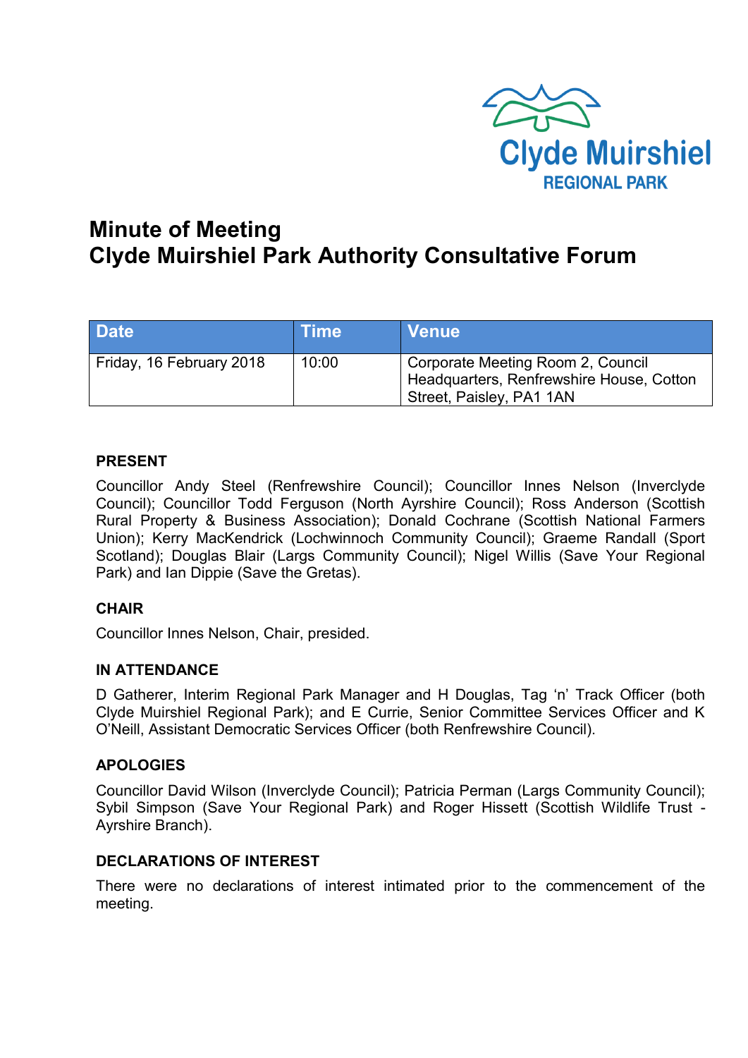Clyde Muirshiel
REGIONAL PARK

# Minute of Meeting
# Clyde Muirshiel Park Authority Consultative Forum

| Date | Time | Venue |
|---|---|---|
| Friday, 16 February 2018 | 10:00 | Corporate Meeting Room 2, Council Headquarters, Renfrewshire House, Cotton Street, Paisley, PA1 1AN |

### PRESENT

Councillor Andy Steel (Renfrewshire Council); Councillor Innes Nelson (Inverclyde Council); Councillor Todd Ferguson (North Ayrshire Council); Ross Anderson (Scottish Rural Property & Business Association); Donald Cochrane (Scottish National Farmers Union); Kerry MacKendrick (Lochwinnoch Community Council); Graeme Randall (Sport Scotland); Douglas Blair (Largs Community Council); Nigel Willis (Save Your Regional Park) and Ian Dippie (Save the Gretas).

### CHAIR

Councillor Innes Nelson, Chair, presided.

### IN ATTENDANCE

D Gatherer, Interim Regional Park Manager and H Douglas, Tag 'n' Track Officer (both Clyde Muirshiel Regional Park); and E Currie, Senior Committee Services Officer and K O'Neill, Assistant Democratic Services Officer (both Renfrewshire Council).

### APOLOGIES

Councillor David Wilson (Inverclyde Council); Patricia Perman (Largs Community Council); Sybil Simpson (Save Your Regional Park) and Roger Hissett (Scottish Wildlife Trust - Ayrshire Branch).

### DECLARATIONS OF INTEREST

There were no declarations of interest intimated prior to the commencement of the meeting.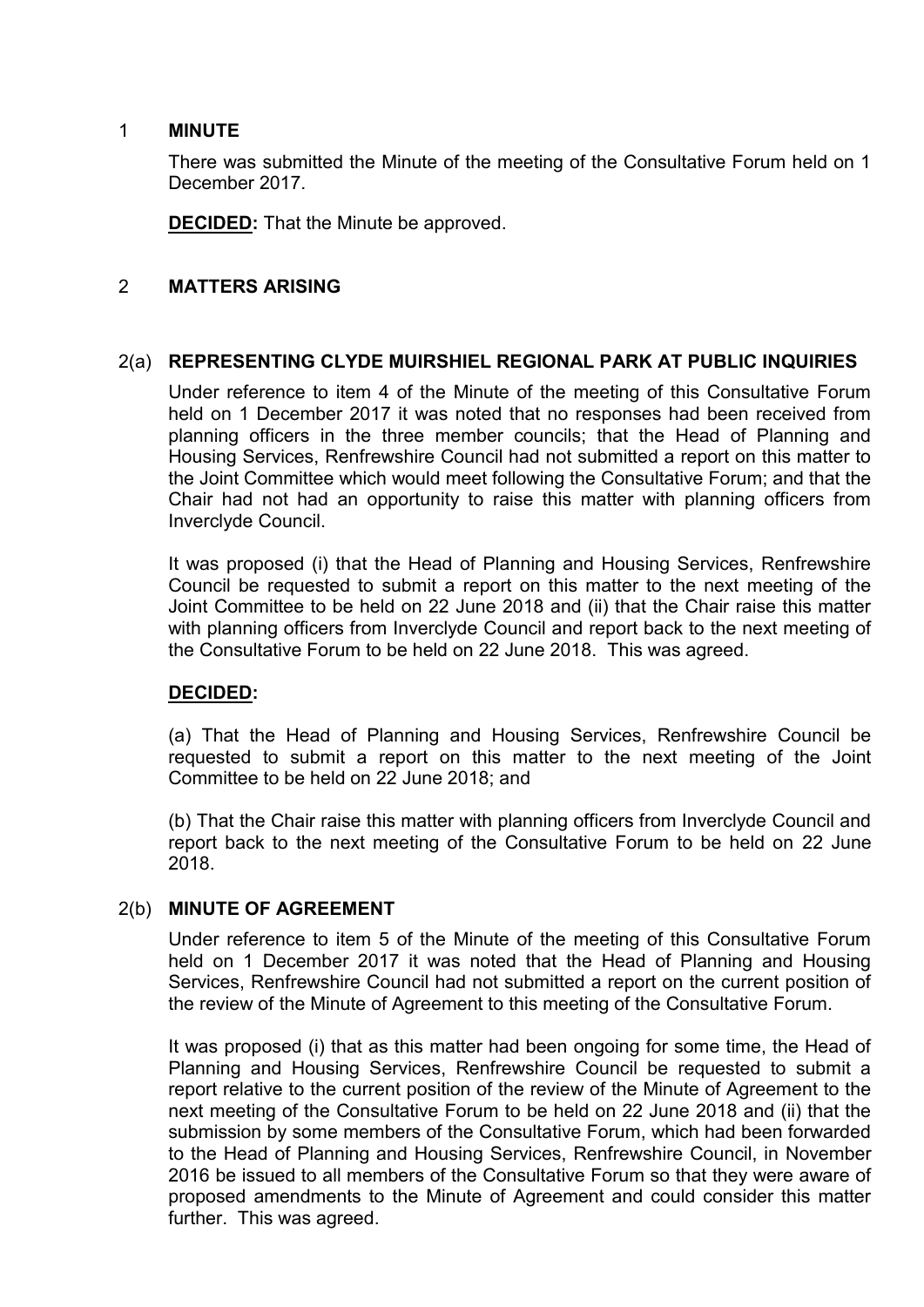## 1 MINUTE

There was submitted the Minute of the meeting of the Consultative Forum held on 1 December 2017.

**DECIDED:** That the Minute be approved.

## 2 MATTERS ARISING

### 2(a) REPRESENTING CLYDE MUIRSHIEL REGIONAL PARK AT PUBLIC INQUIRIES

Under reference to item 4 of the Minute of the meeting of this Consultative Forum held on 1 December 2017 it was noted that no responses had been received from planning officers in the three member councils; that the Head of Planning and Housing Services, Renfrewshire Council had not submitted a report on this matter to the Joint Committee which would meet following the Consultative Forum; and that the Chair had not had an opportunity to raise this matter with planning officers from Inverclyde Council.

It was proposed (i) that the Head of Planning and Housing Services, Renfrewshire Council be requested to submit a report on this matter to the next meeting of the Joint Committee to be held on 22 June 2018 and (ii) that the Chair raise this matter with planning officers from Inverclyde Council and report back to the next meeting of the Consultative Forum to be held on 22 June 2018. This was agreed.

**DECIDED:**

(a) That the Head of Planning and Housing Services, Renfrewshire Council be requested to submit a report on this matter to the next meeting of the Joint Committee to be held on 22 June 2018; and

(b) That the Chair raise this matter with planning officers from Inverclyde Council and report back to the next meeting of the Consultative Forum to be held on 22 June 2018.

### 2(b) MINUTE OF AGREEMENT

Under reference to item 5 of the Minute of the meeting of this Consultative Forum held on 1 December 2017 it was noted that the Head of Planning and Housing Services, Renfrewshire Council had not submitted a report on the current position of the review of the Minute of Agreement to this meeting of the Consultative Forum.

It was proposed (i) that as this matter had been ongoing for some time, the Head of Planning and Housing Services, Renfrewshire Council be requested to submit a report relative to the current position of the review of the Minute of Agreement to the next meeting of the Consultative Forum to be held on 22 June 2018 and (ii) that the submission by some members of the Consultative Forum, which had been forwarded to the Head of Planning and Housing Services, Renfrewshire Council, in November 2016 be issued to all members of the Consultative Forum so that they were aware of proposed amendments to the Minute of Agreement and could consider this matter further. This was agreed.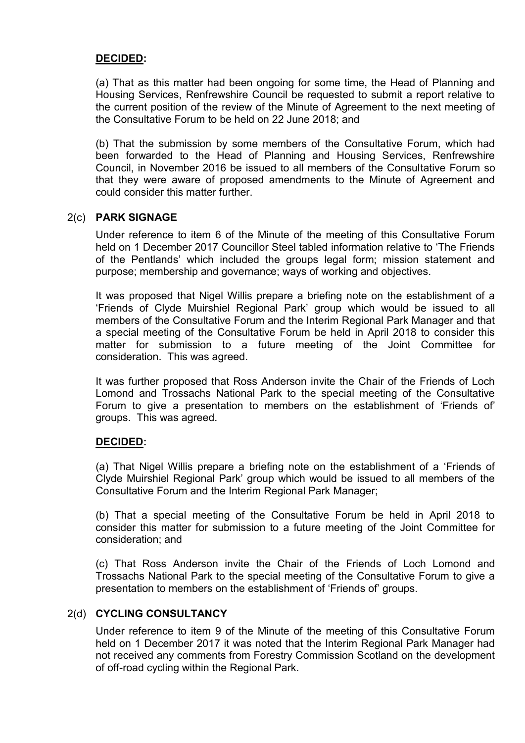**DECIDED:**

(a) That as this matter had been ongoing for some time, the Head of Planning and Housing Services, Renfrewshire Council be requested to submit a report relative to the current position of the review of the Minute of Agreement to the next meeting of the Consultative Forum to be held on 22 June 2018; and

(b) That the submission by some members of the Consultative Forum, which had been forwarded to the Head of Planning and Housing Services, Renfrewshire Council, in November 2016 be issued to all members of the Consultative Forum so that they were aware of proposed amendments to the Minute of Agreement and could consider this matter further.

### 2(c) PARK SIGNAGE

Under reference to item 6 of the Minute of the meeting of this Consultative Forum held on 1 December 2017 Councillor Steel tabled information relative to 'The Friends of the Pentlands' which included the groups legal form; mission statement and purpose; membership and governance; ways of working and objectives.

It was proposed that Nigel Willis prepare a briefing note on the establishment of a 'Friends of Clyde Muirshiel Regional Park' group which would be issued to all members of the Consultative Forum and the Interim Regional Park Manager and that a special meeting of the Consultative Forum be held in April 2018 to consider this matter for submission to a future meeting of the Joint Committee for consideration. This was agreed.

It was further proposed that Ross Anderson invite the Chair of the Friends of Loch Lomond and Trossachs National Park to the special meeting of the Consultative Forum to give a presentation to members on the establishment of 'Friends of' groups. This was agreed.

**DECIDED:**

(a) That Nigel Willis prepare a briefing note on the establishment of a 'Friends of Clyde Muirshiel Regional Park' group which would be issued to all members of the Consultative Forum and the Interim Regional Park Manager;

(b) That a special meeting of the Consultative Forum be held in April 2018 to consider this matter for submission to a future meeting of the Joint Committee for consideration; and

(c) That Ross Anderson invite the Chair of the Friends of Loch Lomond and Trossachs National Park to the special meeting of the Consultative Forum to give a presentation to members on the establishment of 'Friends of' groups.

### 2(d) CYCLING CONSULTANCY

Under reference to item 9 of the Minute of the meeting of this Consultative Forum held on 1 December 2017 it was noted that the Interim Regional Park Manager had not received any comments from Forestry Commission Scotland on the development of off-road cycling within the Regional Park.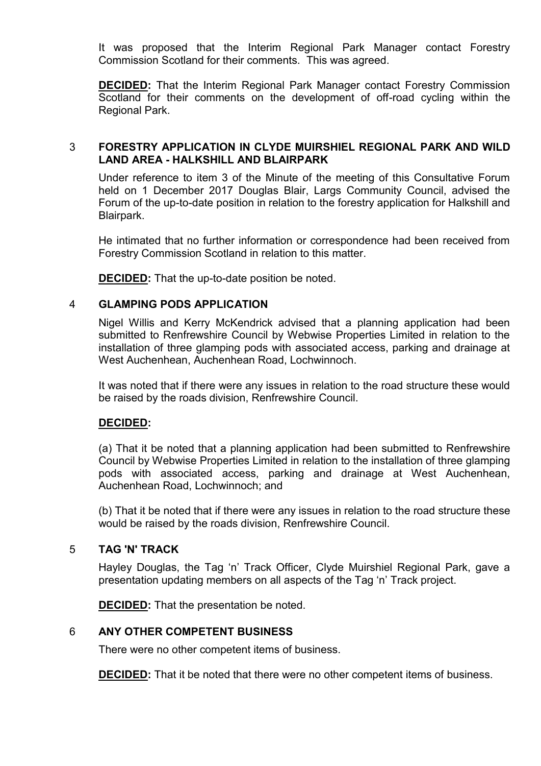It was proposed that the Interim Regional Park Manager contact Forestry Commission Scotland for their comments. This was agreed.

**DECIDED:** That the Interim Regional Park Manager contact Forestry Commission Scotland for their comments on the development of off-road cycling within the Regional Park.

## 3 FORESTRY APPLICATION IN CLYDE MUIRSHIEL REGIONAL PARK AND WILD LAND AREA - HALKSHILL AND BLAIRPARK

Under reference to item 3 of the Minute of the meeting of this Consultative Forum held on 1 December 2017 Douglas Blair, Largs Community Council, advised the Forum of the up-to-date position in relation to the forestry application for Halkshill and Blairpark.

He intimated that no further information or correspondence had been received from Forestry Commission Scotland in relation to this matter.

**DECIDED:** That the up-to-date position be noted.

## 4 GLAMPING PODS APPLICATION

Nigel Willis and Kerry McKendrick advised that a planning application had been submitted to Renfrewshire Council by Webwise Properties Limited in relation to the installation of three glamping pods with associated access, parking and drainage at West Auchenhean, Auchenhean Road, Lochwinnoch.

It was noted that if there were any issues in relation to the road structure these would be raised by the roads division, Renfrewshire Council.

**DECIDED:**

(a) That it be noted that a planning application had been submitted to Renfrewshire Council by Webwise Properties Limited in relation to the installation of three glamping pods with associated access, parking and drainage at West Auchenhean, Auchenhean Road, Lochwinnoch; and

(b) That it be noted that if there were any issues in relation to the road structure these would be raised by the roads division, Renfrewshire Council.

## 5 TAG 'N' TRACK

Hayley Douglas, the Tag 'n' Track Officer, Clyde Muirshiel Regional Park, gave a presentation updating members on all aspects of the Tag 'n' Track project.

**DECIDED:** That the presentation be noted.

## 6 ANY OTHER COMPETENT BUSINESS

There were no other competent items of business.

**DECIDED:** That it be noted that there were no other competent items of business.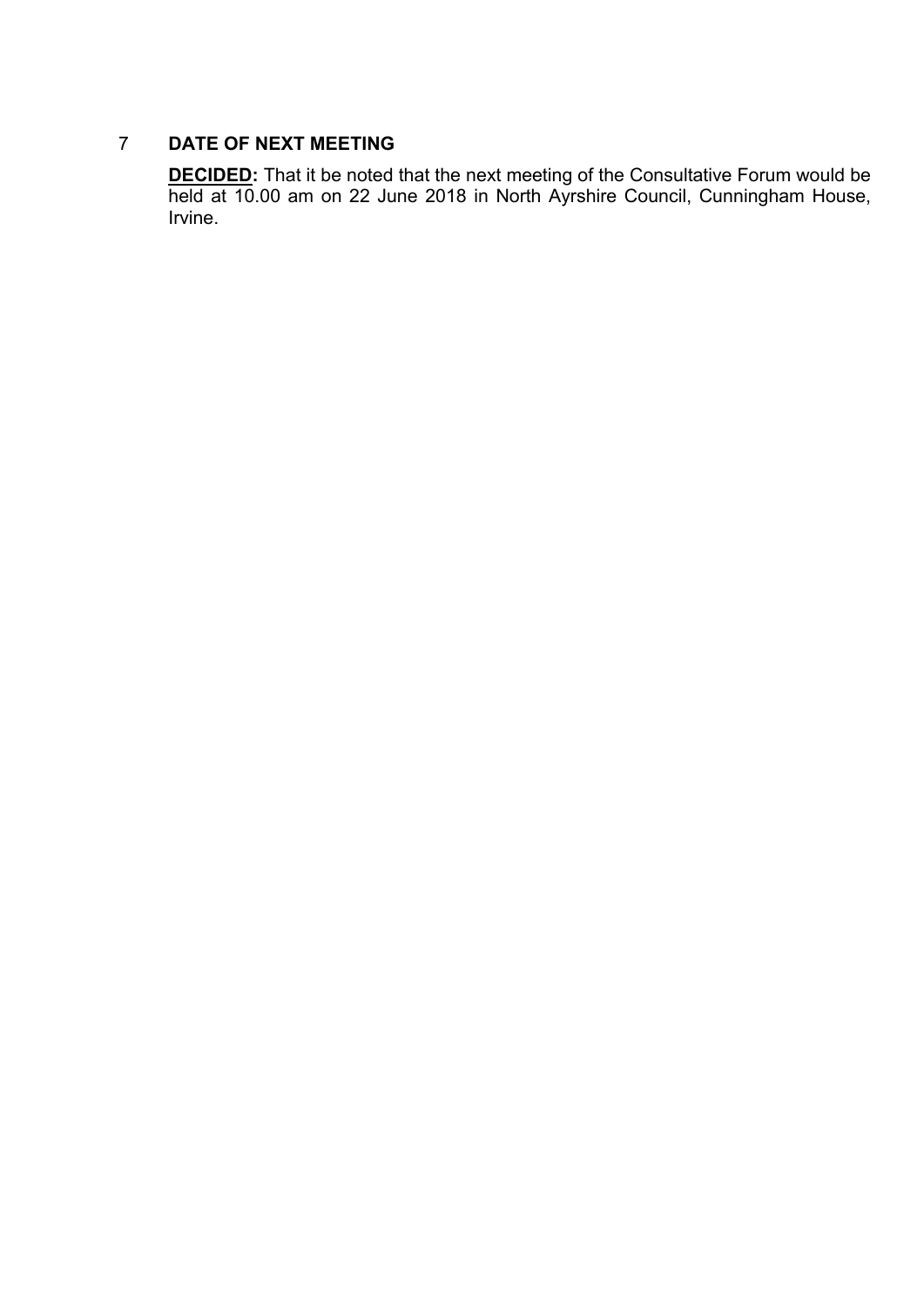## 7 **DATE OF NEXT MEETING**

**DECIDED:** That it be noted that the next meeting of the Consultative Forum would be held at 10.00 am on 22 June 2018 in North Ayrshire Council, Cunningham House, Irvine.